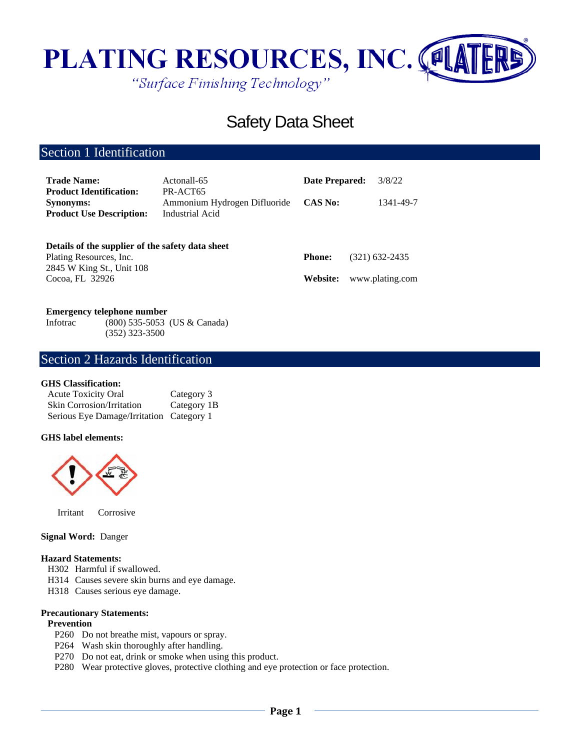# PLATING RESOURCES, INC.

*"Surface Finishing Technology"*

# Safety Data Sheet

## Section 1 Identification

| | | | |
|---|---|---|---|
| **Trade Name:** | Actonall-65 | **Date Prepared:** | 3/8/22 |
| **Product Identification:** | PR-ACT65 | | |
| **Synonyms:** | Ammonium Hydrogen Difluoride | **CAS No:** | 1341-49-7 |
| **Product Use Description:** | Industrial Acid | | |

**Details of the supplier of the safety data sheet**

Plating Resources, Inc.
2845 W King St., Unit 108
Cocoa, FL 32926

**Phone:** (321) 632-2435

**Website:** www.plating.com

**Emergency telephone number**

Infotrac (800) 535-5053 (US & Canada)
(352) 323-3500

## Section 2 Hazards Identification

**GHS Classification:**

| | |
|---|---|
| Acute Toxicity Oral | Category 3 |
| Skin Corrosion/Irritation | Category 1B |
| Serious Eye Damage/Irritation | Category 1 |

**GHS label elements:**

Irritant Corrosive

**Signal Word:** Danger

**Hazard Statements:**

- H302 Harmful if swallowed.
- H314 Causes severe skin burns and eye damage.
- H318 Causes serious eye damage.

**Precautionary Statements:**

**Prevention**

- P260 Do not breathe mist, vapours or spray.
- P264 Wash skin thoroughly after handling.
- P270 Do not eat, drink or smoke when using this product.
- P280 Wear protective gloves, protective clothing and eye protection or face protection.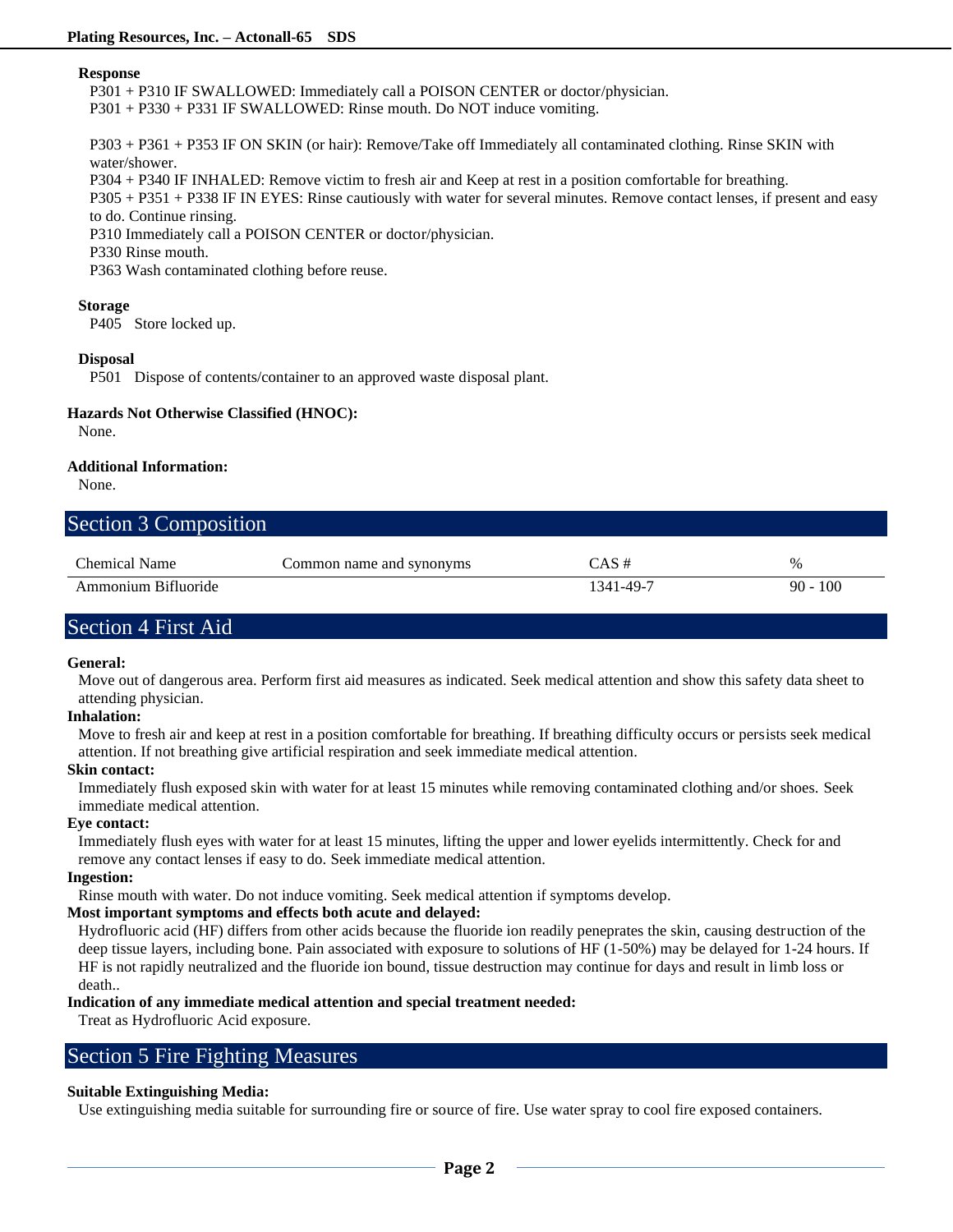**Response**

P301 + P310 IF SWALLOWED: Immediately call a POISON CENTER or doctor/physician.
P301 + P330 + P331 IF SWALLOWED: Rinse mouth. Do NOT induce vomiting.

P303 + P361 + P353 IF ON SKIN (or hair): Remove/Take off Immediately all contaminated clothing. Rinse SKIN with water/shower.
P304 + P340 IF INHALED: Remove victim to fresh air and Keep at rest in a position comfortable for breathing.
P305 + P351 + P338 IF IN EYES: Rinse cautiously with water for several minutes. Remove contact lenses, if present and easy to do. Continue rinsing.
P310 Immediately call a POISON CENTER or doctor/physician.
P330 Rinse mouth.
P363 Wash contaminated clothing before reuse.

**Storage**

P405 Store locked up.

**Disposal**

P501 Dispose of contents/container to an approved waste disposal plant.

**Hazards Not Otherwise Classified (HNOC):**

None.

**Additional Information:**

None.

## Section 3 Composition

| Chemical Name | Common name and synonyms | CAS # | % |
|---|---|---|---|
| Ammonium Bifluoride | | 1341-49-7 | 90 - 100 |

## Section 4 First Aid

**General:**

Move out of dangerous area. Perform first aid measures as indicated. Seek medical attention and show this safety data sheet to attending physician.

**Inhalation:**

Move to fresh air and keep at rest in a position comfortable for breathing. If breathing difficulty occurs or persists seek medical attention. If not breathing give artificial respiration and seek immediate medical attention.

**Skin contact:**

Immediately flush exposed skin with water for at least 15 minutes while removing contaminated clothing and/or shoes. Seek immediate medical attention.

**Eye contact:**

Immediately flush eyes with water for at least 15 minutes, lifting the upper and lower eyelids intermittently. Check for and remove any contact lenses if easy to do. Seek immediate medical attention.

**Ingestion:**

Rinse mouth with water. Do not induce vomiting. Seek medical attention if symptoms develop.

**Most important symptoms and effects both acute and delayed:**

Hydrofluoric acid (HF) differs from other acids because the fluoride ion readily peneprates the skin, causing destruction of the deep tissue layers, including bone. Pain associated with exposure to solutions of HF (1-50%) may be delayed for 1-24 hours. If HF is not rapidly neutralized and the fluoride ion bound, tissue destruction may continue for days and result in limb loss or death..

**Indication of any immediate medical attention and special treatment needed:**

Treat as Hydrofluoric Acid exposure.

## Section 5 Fire Fighting Measures

**Suitable Extinguishing Media:**

Use extinguishing media suitable for surrounding fire or source of fire. Use water spray to cool fire exposed containers.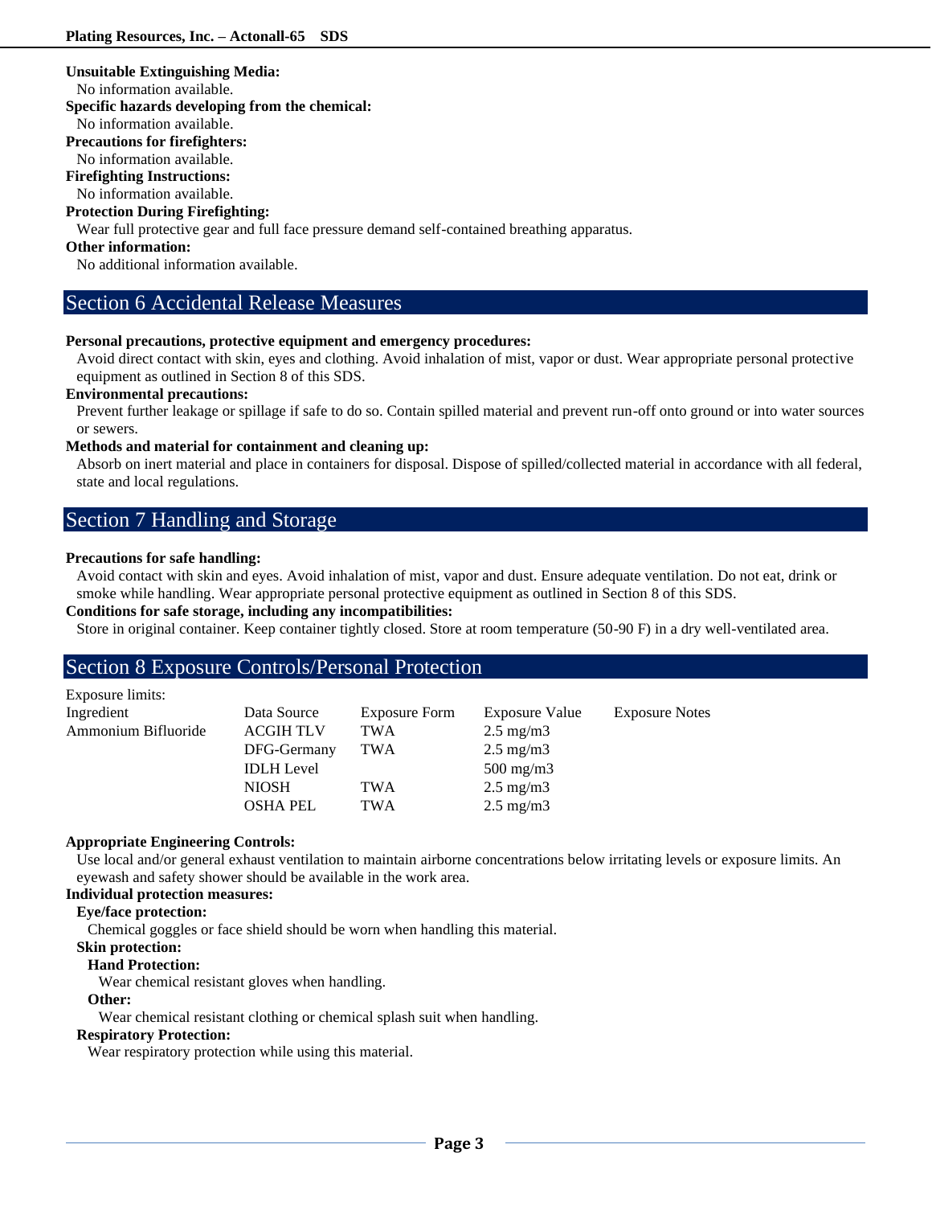**Unsuitable Extinguishing Media:**

No information available.

**Specific hazards developing from the chemical:**

No information available.

**Precautions for firefighters:**

No information available.

**Firefighting Instructions:**

No information available.

**Protection During Firefighting:**

Wear full protective gear and full face pressure demand self-contained breathing apparatus.

**Other information:**

No additional information available.

## Section 6 Accidental Release Measures

**Personal precautions, protective equipment and emergency procedures:**

Avoid direct contact with skin, eyes and clothing. Avoid inhalation of mist, vapor or dust. Wear appropriate personal protective equipment as outlined in Section 8 of this SDS.

**Environmental precautions:**

Prevent further leakage or spillage if safe to do so. Contain spilled material and prevent run-off onto ground or into water sources or sewers.

**Methods and material for containment and cleaning up:**

Absorb on inert material and place in containers for disposal. Dispose of spilled/collected material in accordance with all federal, state and local regulations.

## Section 7 Handling and Storage

**Precautions for safe handling:**

Avoid contact with skin and eyes. Avoid inhalation of mist, vapor and dust. Ensure adequate ventilation. Do not eat, drink or smoke while handling. Wear appropriate personal protective equipment as outlined in Section 8 of this SDS.

**Conditions for safe storage, including any incompatibilities:**

Store in original container. Keep container tightly closed. Store at room temperature (50-90 F) in a dry well-ventilated area.

## Section 8 Exposure Controls/Personal Protection

Exposure limits:

| Ingredient | Data Source | Exposure Form | Exposure Value | Exposure Notes |
|---|---|---|---|---|
| Ammonium Bifluoride | ACGIH TLV | TWA | 2.5 mg/m3 | |
| | DFG-Germany | TWA | 2.5 mg/m3 | |
| | IDLH Level | | 500 mg/m3 | |
| | NIOSH | TWA | 2.5 mg/m3 | |
| | OSHA PEL | TWA | 2.5 mg/m3 | |

**Appropriate Engineering Controls:**

Use local and/or general exhaust ventilation to maintain airborne concentrations below irritating levels or exposure limits. An eyewash and safety shower should be available in the work area.

**Individual protection measures:**

**Eye/face protection:**

Chemical goggles or face shield should be worn when handling this material.

**Skin protection:**

**Hand Protection:**

Wear chemical resistant gloves when handling.

**Other:**

Wear chemical resistant clothing or chemical splash suit when handling.

**Respiratory Protection:**

Wear respiratory protection while using this material.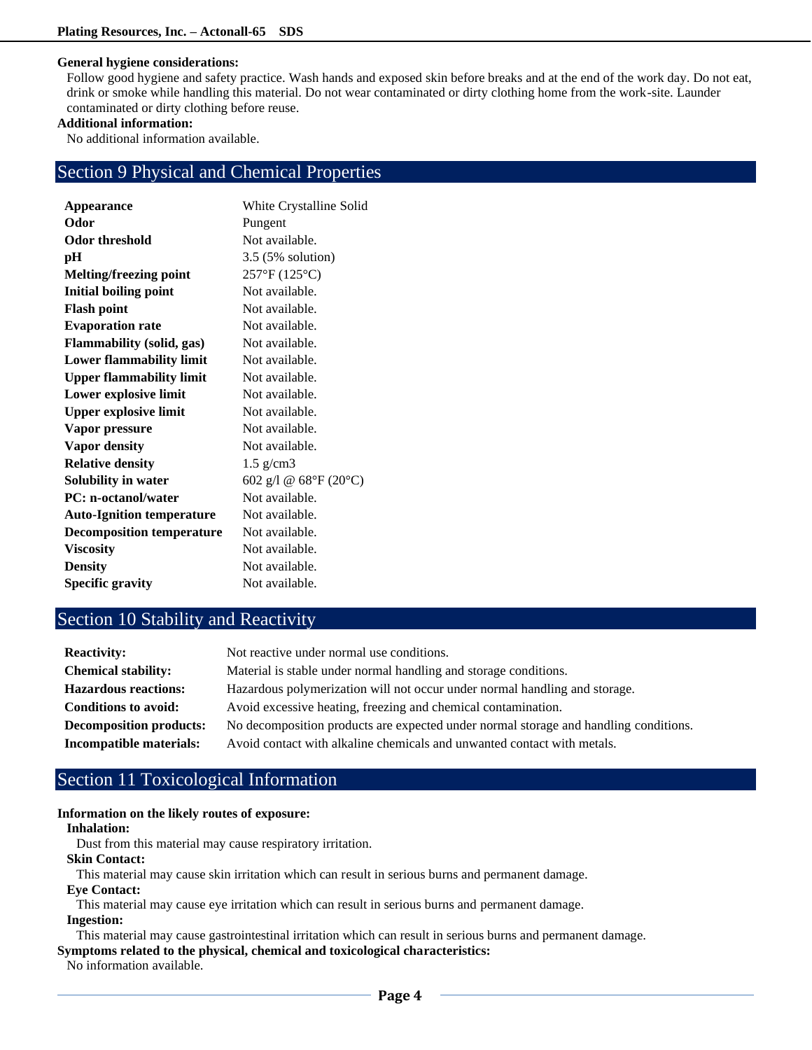**General hygiene considerations:**

Follow good hygiene and safety practice. Wash hands and exposed skin before breaks and at the end of the work day. Do not eat, drink or smoke while handling this material. Do not wear contaminated or dirty clothing home from the work-site. Launder contaminated or dirty clothing before reuse.

**Additional information:**

No additional information available.

## Section 9 Physical and Chemical Properties

| | |
|---|---|
| **Appearance** | White Crystalline Solid |
| **Odor** | Pungent |
| **Odor threshold** | Not available. |
| **pH** | 3.5 (5% solution) |
| **Melting/freezing point** | 257°F (125°C) |
| **Initial boiling point** | Not available. |
| **Flash point** | Not available. |
| **Evaporation rate** | Not available. |
| **Flammability (solid, gas)** | Not available. |
| **Lower flammability limit** | Not available. |
| **Upper flammability limit** | Not available. |
| **Lower explosive limit** | Not available. |
| **Upper explosive limit** | Not available. |
| **Vapor pressure** | Not available. |
| **Vapor density** | Not available. |
| **Relative density** | 1.5 g/cm3 |
| **Solubility in water** | 602 g/l @ 68°F (20°C) |
| **PC: n-octanol/water** | Not available. |
| **Auto-Ignition temperature** | Not available. |
| **Decomposition temperature** | Not available. |
| **Viscosity** | Not available. |
| **Density** | Not available. |
| **Specific gravity** | Not available. |

## Section 10 Stability and Reactivity

| | |
|---|---|
| **Reactivity:** | Not reactive under normal use conditions. |
| **Chemical stability:** | Material is stable under normal handling and storage conditions. |
| **Hazardous reactions:** | Hazardous polymerization will not occur under normal handling and storage. |
| **Conditions to avoid:** | Avoid excessive heating, freezing and chemical contamination. |
| **Decomposition products:** | No decomposition products are expected under normal storage and handling conditions. |
| **Incompatible materials:** | Avoid contact with alkaline chemicals and unwanted contact with metals. |

## Section 11 Toxicological Information

**Information on the likely routes of exposure:**

**Inhalation:**

Dust from this material may cause respiratory irritation.

**Skin Contact:**

This material may cause skin irritation which can result in serious burns and permanent damage.

**Eye Contact:**

This material may cause eye irritation which can result in serious burns and permanent damage.

**Ingestion:**

This material may cause gastrointestinal irritation which can result in serious burns and permanent damage.

**Symptoms related to the physical, chemical and toxicological characteristics:**

No information available.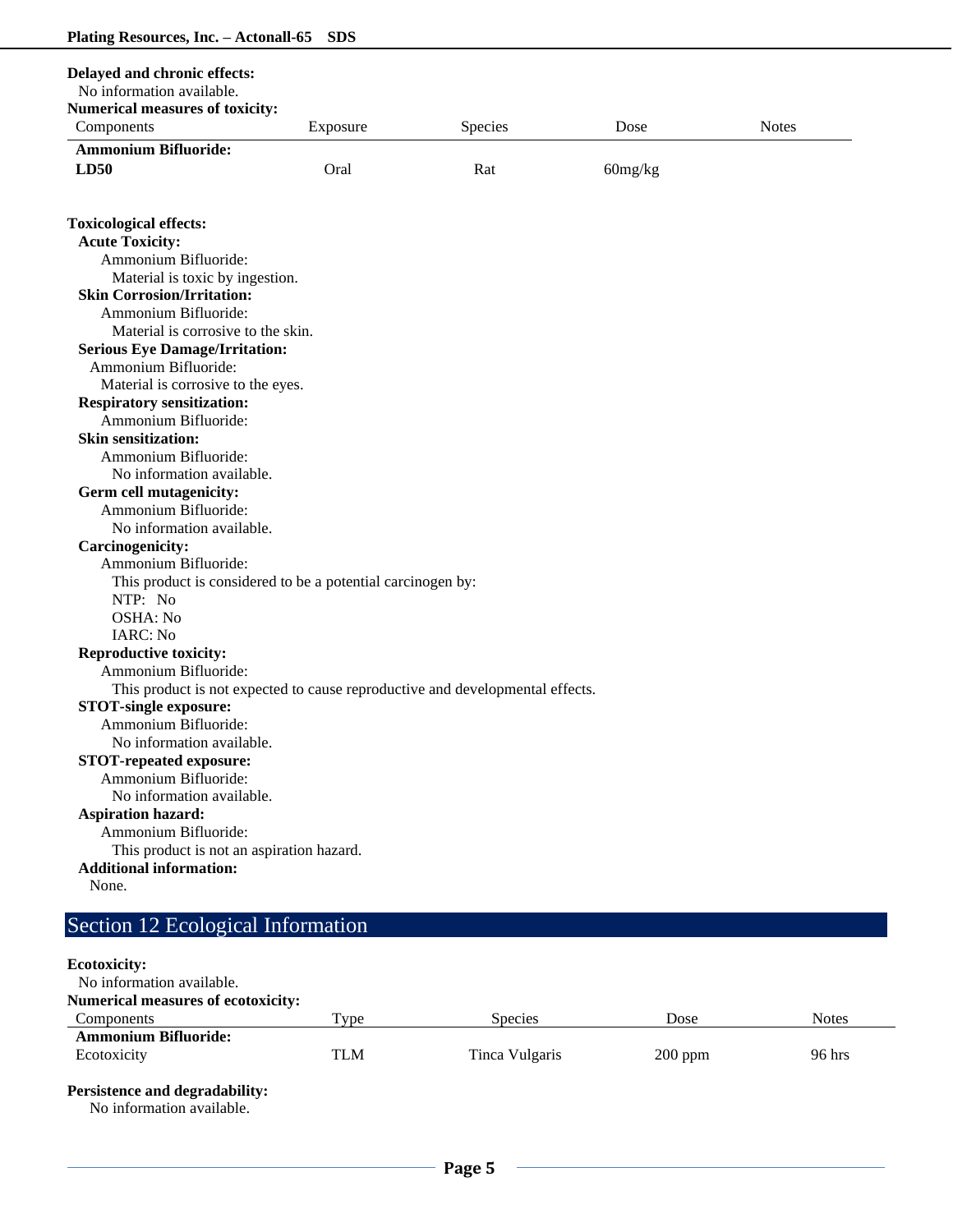**Delayed and chronic effects:**

No information available.

**Numerical measures of toxicity:**

| Components | Exposure | Species | Dose | Notes |
|---|---|---|---|---|
| **Ammonium Bifluoride:** | | | | |
| **LD50** | Oral | Rat | 60mg/kg | |

**Toxicological effects:**

**Acute Toxicity:**

Ammonium Bifluoride:

Material is toxic by ingestion.

**Skin Corrosion/Irritation:**

Ammonium Bifluoride:

Material is corrosive to the skin.

**Serious Eye Damage/Irritation:**

Ammonium Bifluoride:

Material is corrosive to the eyes.

**Respiratory sensitization:**

Ammonium Bifluoride:

**Skin sensitization:**

Ammonium Bifluoride:

No information available.

**Germ cell mutagenicity:**

Ammonium Bifluoride:

No information available.

**Carcinogenicity:**

Ammonium Bifluoride:

This product is considered to be a potential carcinogen by:

NTP: No

OSHA: No

IARC: No

**Reproductive toxicity:**

Ammonium Bifluoride:

This product is not expected to cause reproductive and developmental effects.

**STOT-single exposure:**

Ammonium Bifluoride:

No information available.

**STOT-repeated exposure:**

Ammonium Bifluoride:

No information available.

**Aspiration hazard:**

Ammonium Bifluoride:

This product is not an aspiration hazard.

**Additional information:**

None.

## Section 12 Ecological Information

**Ecotoxicity:**

No information available.

**Numerical measures of ecotoxicity:**

| Components | Type | Species | Dose | Notes |
|---|---|---|---|---|
| **Ammonium Bifluoride:** | | | | |
| Ecotoxicity | TLM | Tinca Vulgaris | 200 ppm | 96 hrs |

**Persistence and degradability:**

No information available.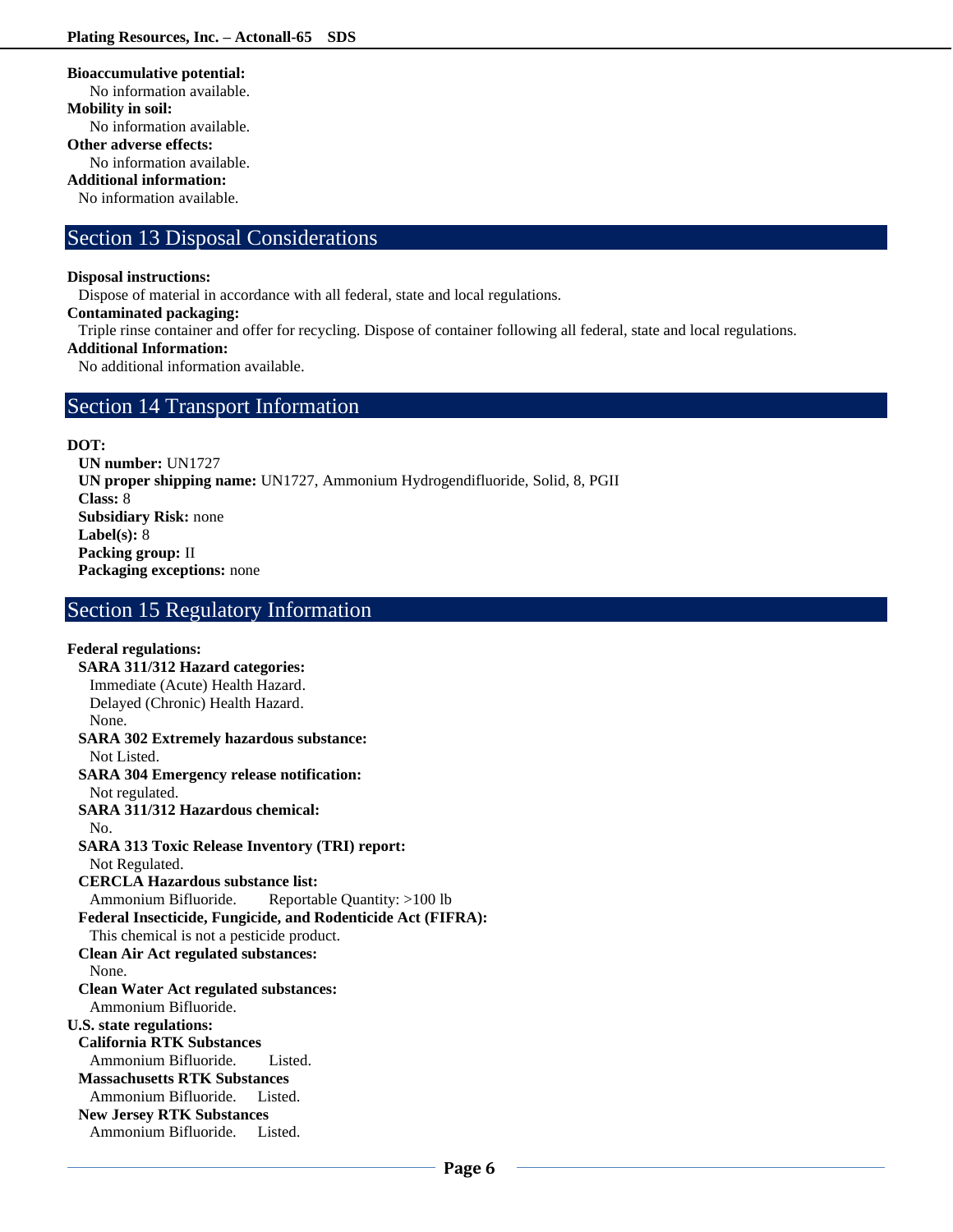**Bioaccumulative potential:**
No information available.

**Mobility in soil:**
No information available.

**Other adverse effects:**
No information available.

**Additional information:**
No information available.

## Section 13 Disposal Considerations

**Disposal instructions:**
Dispose of material in accordance with all federal, state and local regulations.

**Contaminated packaging:**
Triple rinse container and offer for recycling. Dispose of container following all federal, state and local regulations.

**Additional Information:**
No additional information available.

## Section 14 Transport Information

**DOT:**

**UN number:** UN1727
**UN proper shipping name:** UN1727, Ammonium Hydrogendifluoride, Solid, 8, PGII
**Class:** 8
**Subsidiary Risk:** none
**Label(s):** 8
**Packing group:** II
**Packaging exceptions:** none

## Section 15 Regulatory Information

**Federal regulations:**

**SARA 311/312 Hazard categories:**
Immediate (Acute) Health Hazard.
Delayed (Chronic) Health Hazard.
None.

**SARA 302 Extremely hazardous substance:**
Not Listed.

**SARA 304 Emergency release notification:**
Not regulated.

**SARA 311/312 Hazardous chemical:**
No.

**SARA 313 Toxic Release Inventory (TRI) report:**
Not Regulated.

**CERCLA Hazardous substance list:**
Ammonium Bifluoride. Reportable Quantity: >100 lb

**Federal Insecticide, Fungicide, and Rodenticide Act (FIFRA):**
This chemical is not a pesticide product.

**Clean Air Act regulated substances:**
None.

**Clean Water Act regulated substances:**
Ammonium Bifluoride.

**U.S. state regulations:**

**California RTK Substances**
Ammonium Bifluoride. Listed.

**Massachusetts RTK Substances**
Ammonium Bifluoride. Listed.

**New Jersey RTK Substances**
Ammonium Bifluoride. Listed.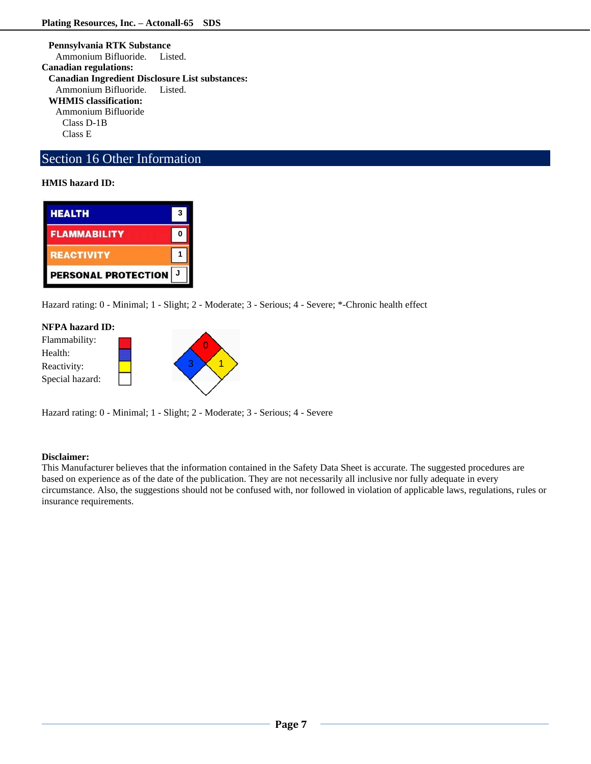**Pennsylvania RTK Substance**

Ammonium Bifluoride. Listed.

**Canadian regulations:**

**Canadian Ingredient Disclosure List substances:**

Ammonium Bifluoride. Listed.

**WHMIS classification:**

Ammonium Bifluoride

Class D-1B

Class E

## Section 16 Other Information

**HMIS hazard ID:**

| | |
|---|---|
| HEALTH | 3 |
| FLAMMABILITY | 0 |
| REACTIVITY | 1 |
| PERSONAL PROTECTION | J |

Hazard rating: 0 - Minimal; 1 - Slight; 2 - Moderate; 3 - Serious; 4 - Severe; *-Chronic health effect

**NFPA hazard ID:**

Flammability:
Health:
Reactivity:
Special hazard:

0
3
1

Hazard rating: 0 - Minimal; 1 - Slight; 2 - Moderate; 3 - Serious; 4 - Severe

**Disclaimer:**

This Manufacturer believes that the information contained in the Safety Data Sheet is accurate. The suggested procedures are based on experience as of the date of the publication. They are not necessarily all inclusive nor fully adequate in every circumstance. Also, the suggestions should not be confused with, nor followed in violation of applicable laws, regulations, rules or insurance requirements.